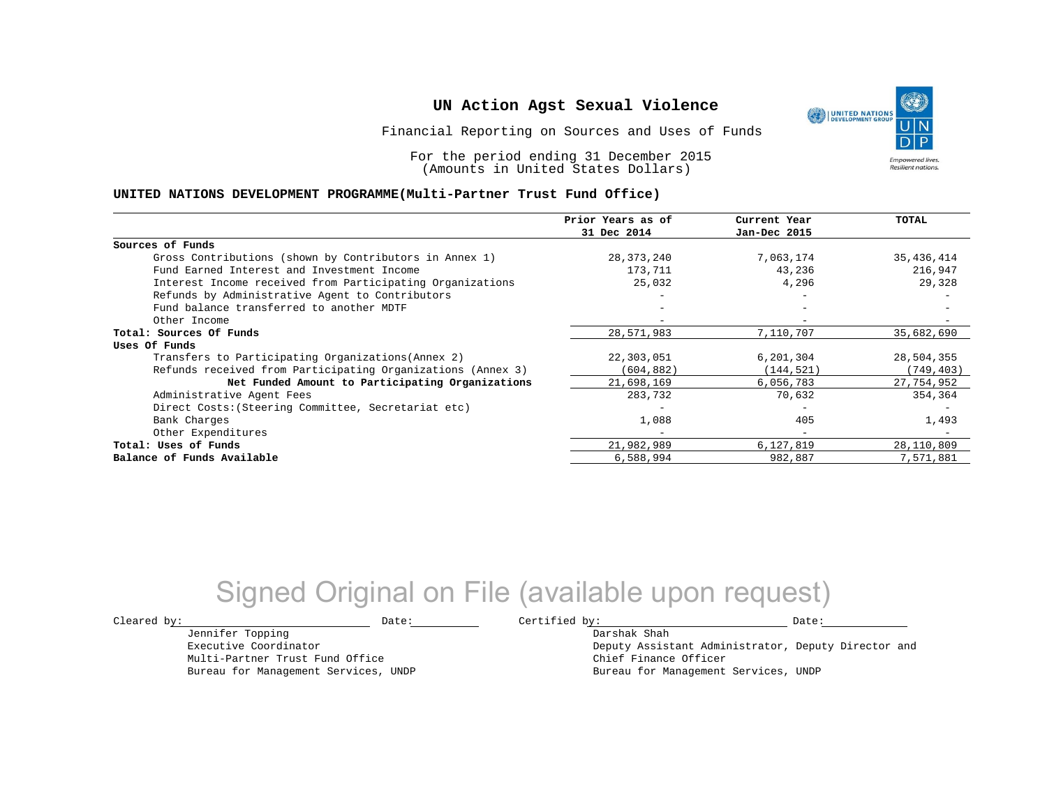# UN Action Agst Sexual Violence

Financial Reporting on Sources and Uses of Funds

For the period ending 31 December 2015
(Amounts in United States Dollars)

## UNITED NATIONS DEVELOPMENT PROGRAMME(Multi-Partner Trust Fund Office)

| | Prior Years as of 31 Dec 2014 | Current Year Jan-Dec 2015 | TOTAL |
|---|---|---|---|
| **Sources of Funds** | | | |
| Gross Contributions (shown by Contributors in Annex 1) | 28,373,240 | 7,063,174 | 35,436,414 |
| Fund Earned Interest and Investment Income | 173,711 | 43,236 | 216,947 |
| Interest Income received from Participating Organizations | 25,032 | 4,296 | 29,328 |
| Refunds by Administrative Agent to Contributors | - | - | - |
| Fund balance transferred to another MDTF | - | - | - |
| Other Income | - | - | - |
| **Total: Sources Of Funds** | 28,571,983 | 7,110,707 | 35,682,690 |
| **Uses Of Funds** | | | |
| Transfers to Participating Organizations(Annex 2) | 22,303,051 | 6,201,304 | 28,504,355 |
| Refunds received from Participating Organizations (Annex 3) | (604,882) | (144,521) | (749,403) |
| **Net Funded Amount to Participating Organizations** | 21,698,169 | 6,056,783 | 27,754,952 |
| Administrative Agent Fees | 283,732 | 70,632 | 354,364 |
| Direct Costs:(Steering Committee, Secretariat etc) | - | - | - |
| Bank Charges | 1,088 | 405 | 1,493 |
| Other Expenditures | - | - | - |
| **Total: Uses of Funds** | 21,982,989 | 6,127,819 | 28,110,809 |
| **Balance of Funds Available** | 6,588,994 | 982,887 | 7,571,881 |

Signed Original on File (available upon request)

Cleared by: ____________________ Date: __________

Jennifer Topping
Executive Coordinator
Multi-Partner Trust Fund Office
Bureau for Management Services, UNDP

Certified by: ____________________ Date: __________

Darshak Shah
Deputy Assistant Administrator, Deputy Director and
Chief Finance Officer
Bureau for Management Services, UNDP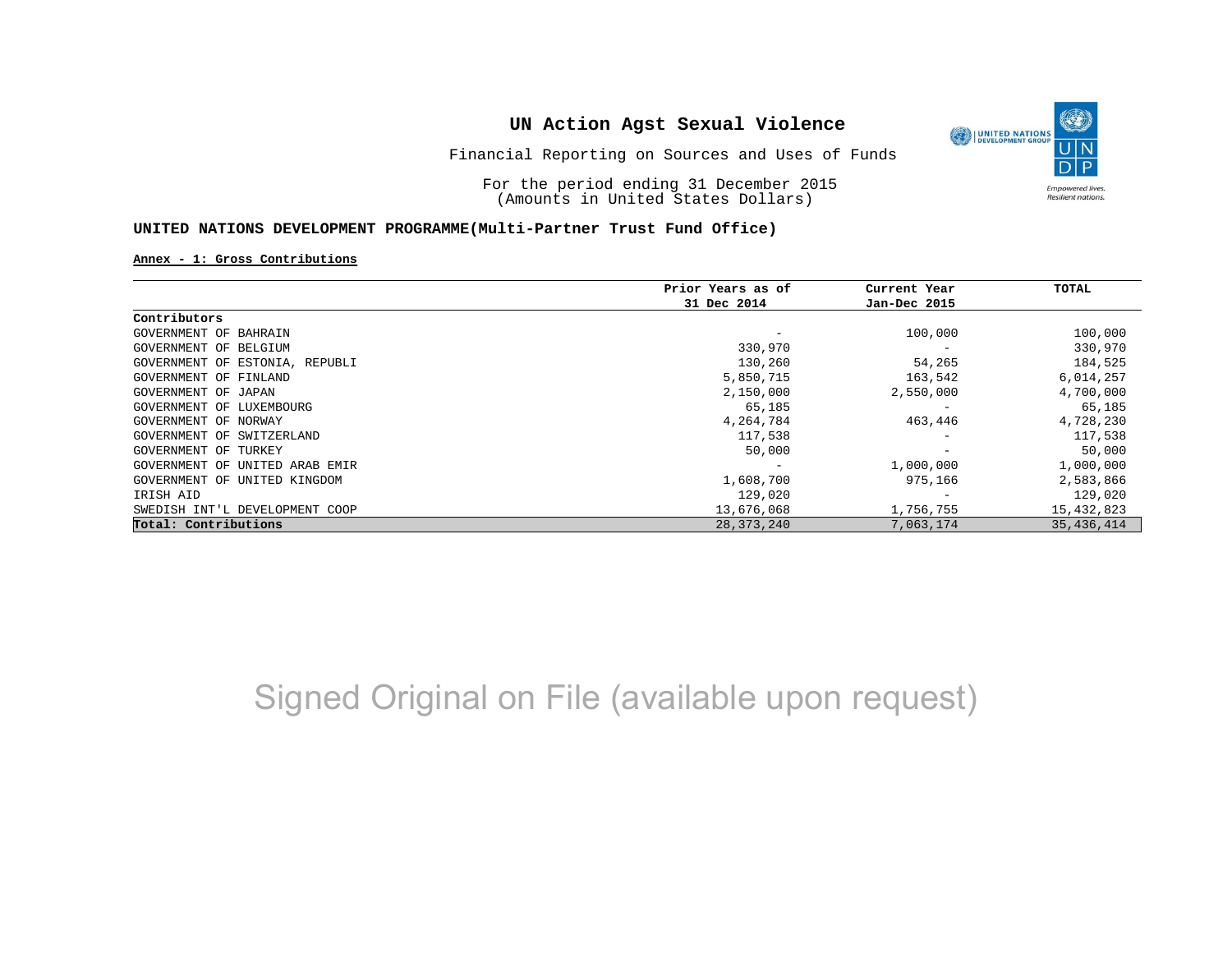# UN Action Agst Sexual Violence

Financial Reporting on Sources and Uses of Funds

For the period ending 31 December 2015
(Amounts in United States Dollars)

**UNITED NATIONS DEVELOPMENT PROGRAMME(Multi-Partner Trust Fund Office)**

**Annex - 1: Gross Contributions**

| | Prior Years as of 31 Dec 2014 | Current Year Jan-Dec 2015 | TOTAL |
|---|---|---|---|
| **Contributors** | | | |
| GOVERNMENT OF BAHRAIN | - | 100,000 | 100,000 |
| GOVERNMENT OF BELGIUM | 330,970 | - | 330,970 |
| GOVERNMENT OF ESTONIA, REPUBLI | 130,260 | 54,265 | 184,525 |
| GOVERNMENT OF FINLAND | 5,850,715 | 163,542 | 6,014,257 |
| GOVERNMENT OF JAPAN | 2,150,000 | 2,550,000 | 4,700,000 |
| GOVERNMENT OF LUXEMBOURG | 65,185 | - | 65,185 |
| GOVERNMENT OF NORWAY | 4,264,784 | 463,446 | 4,728,230 |
| GOVERNMENT OF SWITZERLAND | 117,538 | - | 117,538 |
| GOVERNMENT OF TURKEY | 50,000 | - | 50,000 |
| GOVERNMENT OF UNITED ARAB EMIR | - | 1,000,000 | 1,000,000 |
| GOVERNMENT OF UNITED KINGDOM | 1,608,700 | 975,166 | 2,583,866 |
| IRISH AID | 129,020 | - | 129,020 |
| SWEDISH INT'L DEVELOPMENT COOP | 13,676,068 | 1,756,755 | 15,432,823 |
| **Total: Contributions** | 28,373,240 | 7,063,174 | 35,436,414 |

Signed Original on File (available upon request)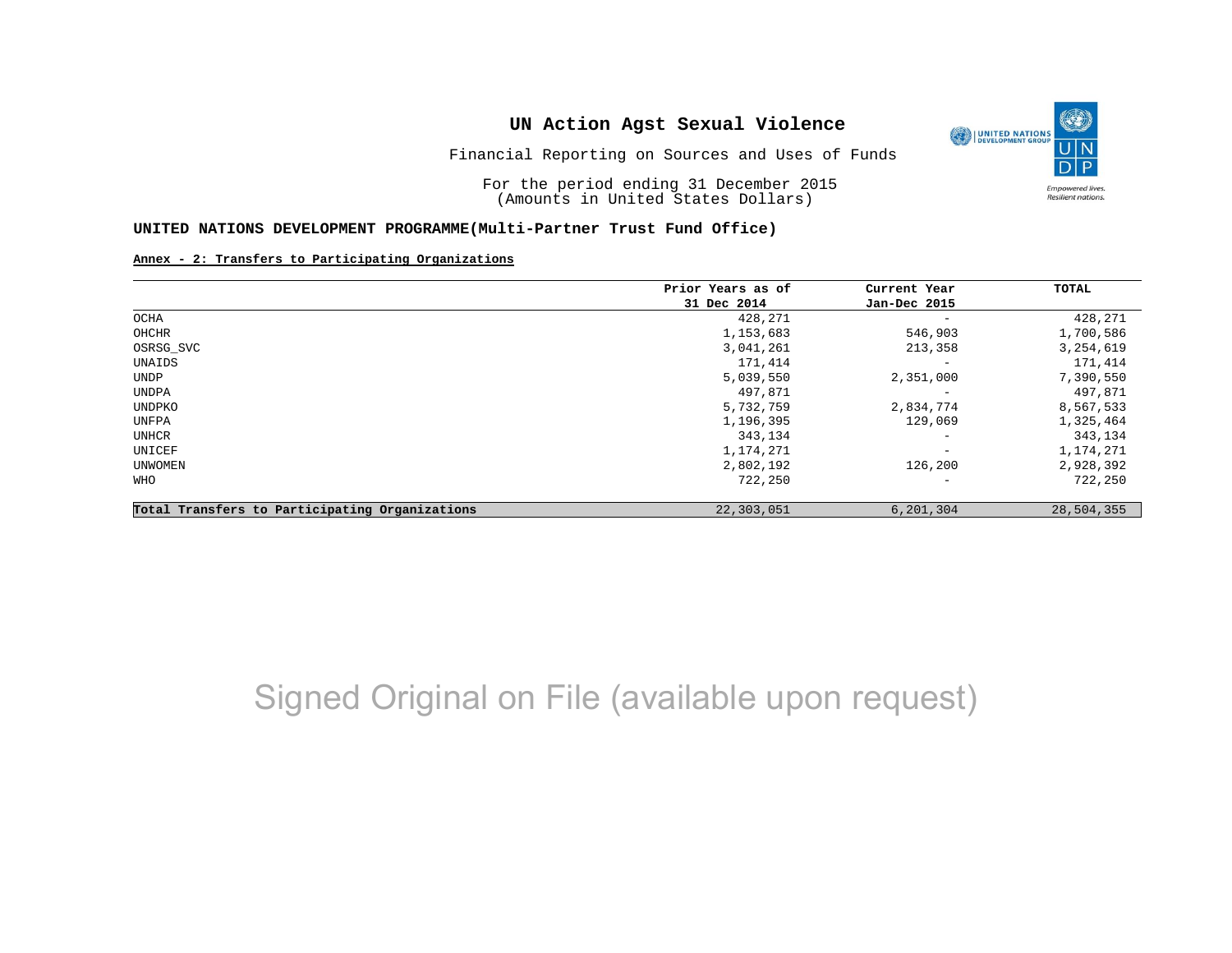# UN Action Agst Sexual Violence

Financial Reporting on Sources and Uses of Funds

For the period ending 31 December 2015
(Amounts in United States Dollars)

## UNITED NATIONS DEVELOPMENT PROGRAMME(Multi-Partner Trust Fund Office)

**Annex - 2: Transfers to Participating Organizations**

| | Prior Years as of 31 Dec 2014 | Current Year Jan-Dec 2015 | TOTAL |
|---|---|---|---|
| OCHA | 428,271 | - | 428,271 |
| OHCHR | 1,153,683 | 546,903 | 1,700,586 |
| OSRSG_SVC | 3,041,261 | 213,358 | 3,254,619 |
| UNAIDS | 171,414 | - | 171,414 |
| UNDP | 5,039,550 | 2,351,000 | 7,390,550 |
| UNDPA | 497,871 | - | 497,871 |
| UNDPKO | 5,732,759 | 2,834,774 | 8,567,533 |
| UNFPA | 1,196,395 | 129,069 | 1,325,464 |
| UNHCR | 343,134 | - | 343,134 |
| UNICEF | 1,174,271 | - | 1,174,271 |
| UNWOMEN | 2,802,192 | 126,200 | 2,928,392 |
| WHO | 722,250 | - | 722,250 |
| **Total Transfers to Participating Organizations** | 22,303,051 | 6,201,304 | 28,504,355 |

Signed Original on File (available upon request)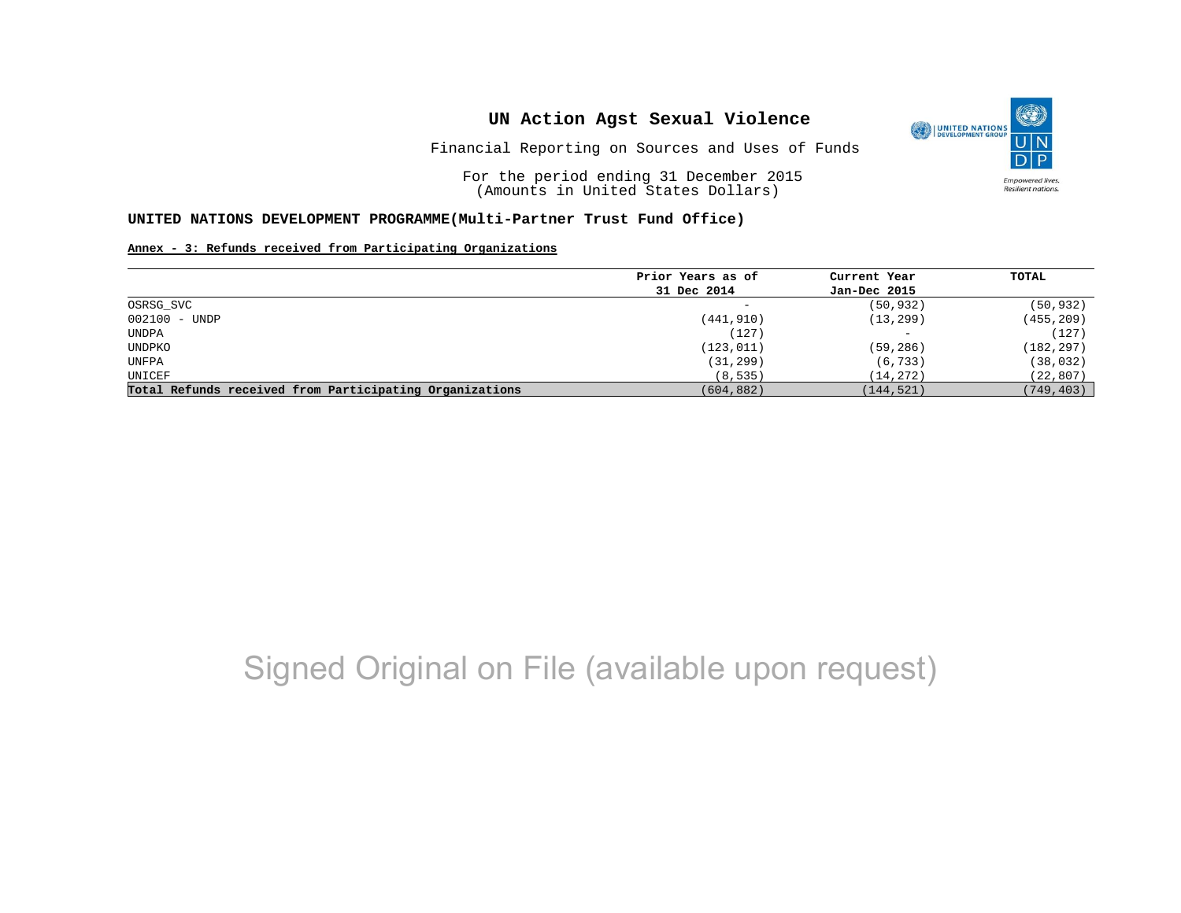# UN Action Agst Sexual Violence

Financial Reporting on Sources and Uses of Funds

For the period ending 31 December 2015
(Amounts in United States Dollars)

**UNITED NATIONS DEVELOPMENT PROGRAMME(Multi-Partner Trust Fund Office)**

**Annex - 3: Refunds received from Participating Organizations**

| | Prior Years as of 31 Dec 2014 | Current Year Jan-Dec 2015 | TOTAL |
|---|---|---|---|
| OSRSG_SVC | - | (50,932) | (50,932) |
| 002100 - UNDP | (441,910) | (13,299) | (455,209) |
| UNDPA | (127) | - | (127) |
| UNDPKO | (123,011) | (59,286) | (182,297) |
| UNFPA | (31,299) | (6,733) | (38,032) |
| UNICEF | (8,535) | (14,272) | (22,807) |
| **Total Refunds received from Participating Organizations** | (604,882) | (144,521) | (749,403) |

Signed Original on File (available upon request)